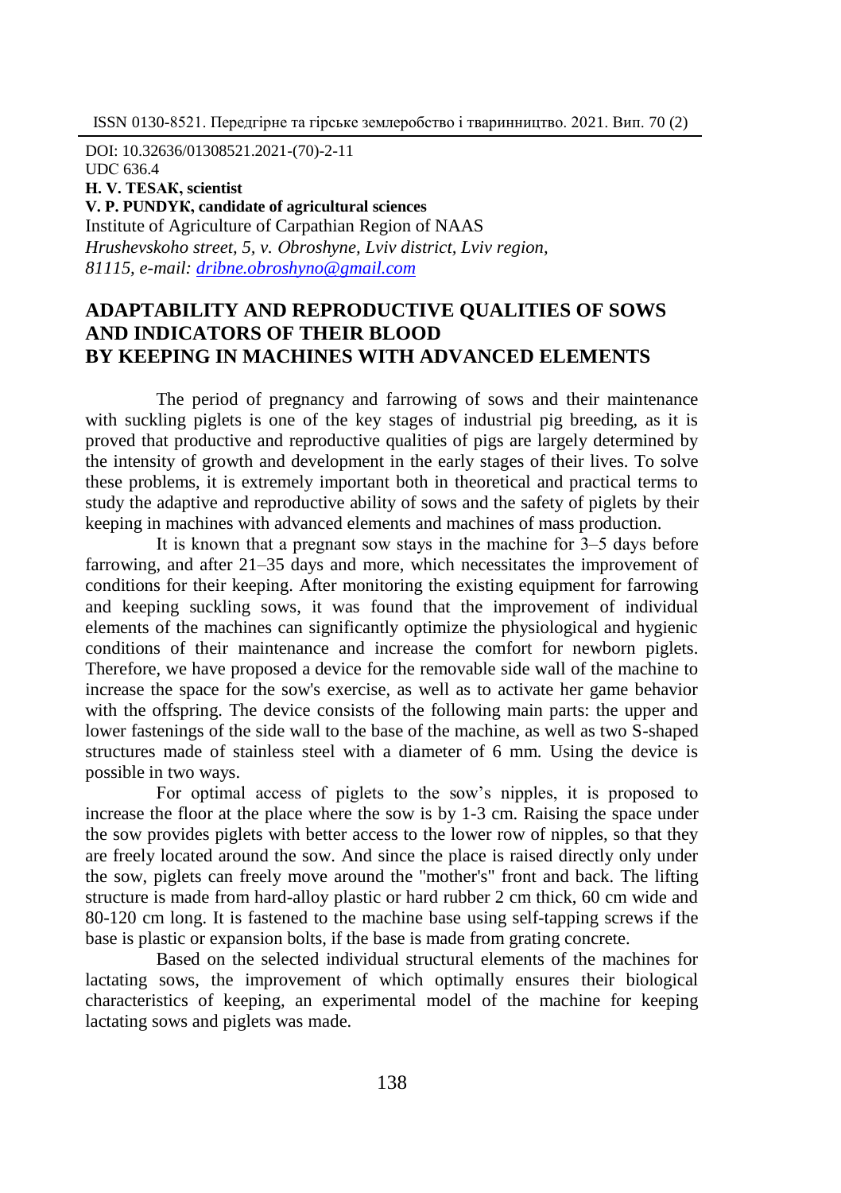DOI: 10.32636/01308521.2021-(70)-2-11
UDC 636.4
**H. V. TESAK, scientist**
**V. P. PUNDYK, candidate of agricultural sciences**
Institute of Agriculture of Carpathian Region of NAAS
*Hrushevskoho street, 5, v. Obroshyne, Lviv district, Lviv region, 81115, e-mail: dribne.obroshyno@gmail.com*

# ADAPTABILITY AND REPRODUCTIVE QUALITIES OF SOWS AND INDICATORS OF THEIR BLOOD BY KEEPING IN MACHINES WITH ADVANCED ELEMENTS

The period of pregnancy and farrowing of sows and their maintenance with suckling piglets is one of the key stages of industrial pig breeding, as it is proved that productive and reproductive qualities of pigs are largely determined by the intensity of growth and development in the early stages of their lives. To solve these problems, it is extremely important both in theoretical and practical terms to study the adaptive and reproductive ability of sows and the safety of piglets by their keeping in machines with advanced elements and machines of mass production.

It is known that a pregnant sow stays in the machine for 3–5 days before farrowing, and after 21–35 days and more, which necessitates the improvement of conditions for their keeping. After monitoring the existing equipment for farrowing and keeping suckling sows, it was found that the improvement of individual elements of the machines can significantly optimize the physiological and hygienic conditions of their maintenance and increase the comfort for newborn piglets. Therefore, we have proposed a device for the removable side wall of the machine to increase the space for the sow's exercise, as well as to activate her game behavior with the offspring. The device consists of the following main parts: the upper and lower fastenings of the side wall to the base of the machine, as well as two S-shaped structures made of stainless steel with a diameter of 6 mm. Using the device is possible in two ways.

For optimal access of piglets to the sow's nipples, it is proposed to increase the floor at the place where the sow is by 1-3 cm. Raising the space under the sow provides piglets with better access to the lower row of nipples, so that they are freely located around the sow. And since the place is raised directly only under the sow, piglets can freely move around the "mother's" front and back. The lifting structure is made from hard-alloy plastic or hard rubber 2 cm thick, 60 cm wide and 80-120 cm long. It is fastened to the machine base using self-tapping screws if the base is plastic or expansion bolts, if the base is made from grating concrete.

Based on the selected individual structural elements of the machines for lactating sows, the improvement of which optimally ensures their biological characteristics of keeping, an experimental model of the machine for keeping lactating sows and piglets was made.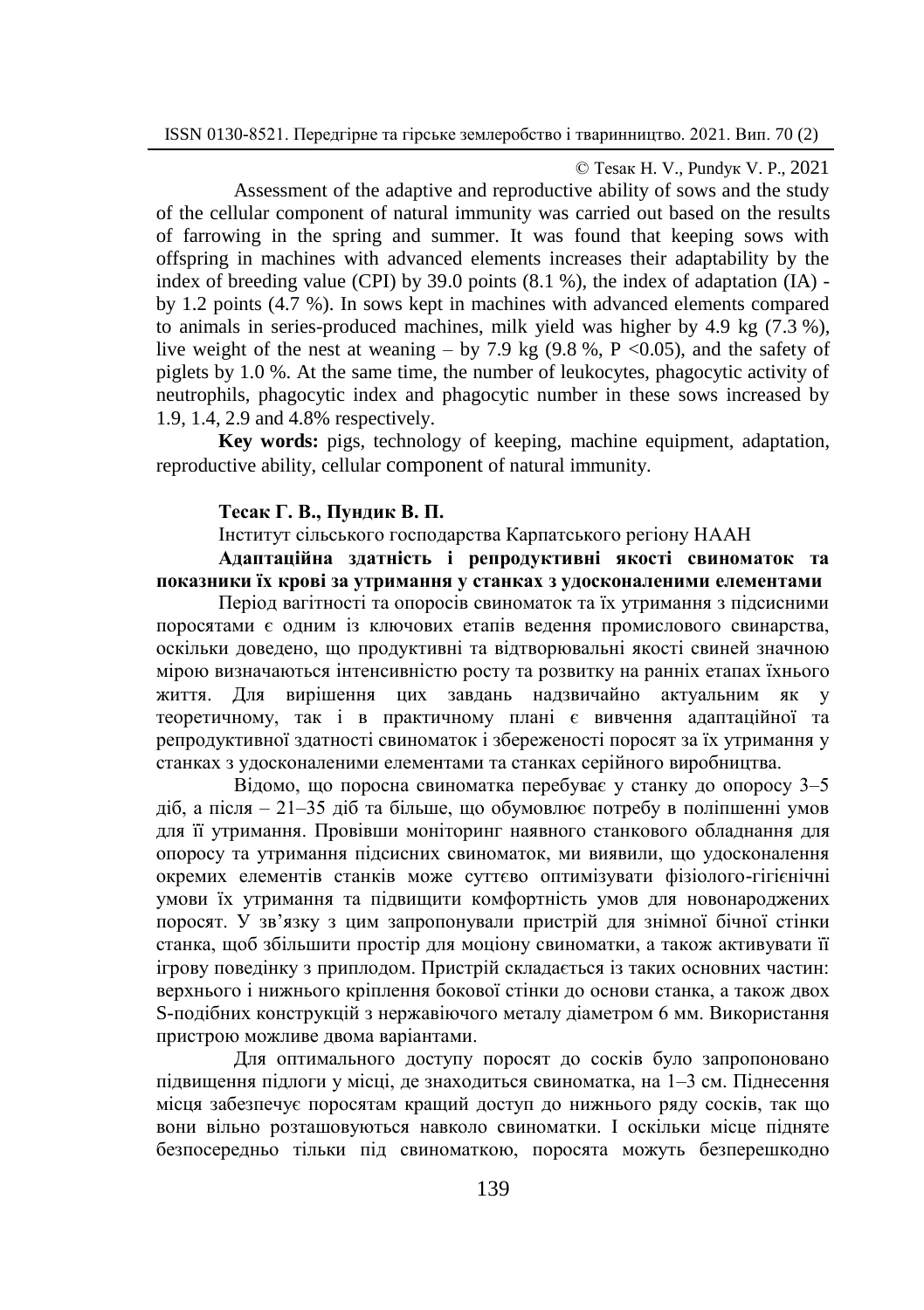© Тesaк H. V., Рundyк V. P., 2021

Assessment of the adaptive and reproductive ability of sows and the study of the cellular component of natural immunity was carried out based on the results of farrowing in the spring and summer. It was found that keeping sows with offspring in machines with advanced elements increases their adaptability by the index of breeding value (CPI) by 39.0 points (8.1 %), the index of adaptation (IA) - by 1.2 points (4.7 %). In sows kept in machines with advanced elements compared to animals in series-produced machines, milk yield was higher by 4.9 kg (7.3 %), live weight of the nest at weaning – by 7.9 kg (9.8 %, P <0.05), and the safety of piglets by 1.0 %. At the same time, the number of leukocytes, phagocytic activity of neutrophils, phagocytic index and phagocytic number in these sows increased by 1.9, 1.4, 2.9 and 4.8% respectively.

**Key words:** pigs, technology of keeping, machine equipment, adaptation, reproductive ability, cellular component of natural immunity.

**Тесак Г. В., Пундик В. П.**

Інститут сільського господарства Карпатського регіону НААН

**Адаптаційна здатність і репродуктивні якості свиноматок та показники їх крові за утримання у станках з удосконаленими елементами**

Період вагітності та опоросів свиноматок та їх утримання з підсисними поросятами є одним із ключових етапів ведення промислового свинарства, оскільки доведено, що продуктивні та відтворювальні якості свиней значною мірою визначаються інтенсивністю росту та розвитку на ранніх етапах їхнього життя. Для вирішення цих завдань надзвичайно актуальним як у теоретичному, так і в практичному плані є вивчення адаптаційної та репродуктивної здатності свиноматок і збереженості поросят за їх утримання у станках з удосконаленими елементами та станках серійного виробництва.

Відомо, що поросна свиноматка перебуває у станку до опоросу 3–5 діб, а після – 21–35 діб та більше, що обумовлює потребу в поліпшенні умов для її утримання. Провівши моніторинг наявного станкового обладнання для опоросу та утримання підсисних свиноматок, ми виявили, що удосконалення окремих елементів станків може суттєво оптимізувати фізіолого-гігієнічні умови їх утримання та підвищити комфортність умов для новонароджених поросят. У зв'язку з цим запропонували пристрій для знімної бічної стінки станка, щоб збільшити простір для моціону свиноматки, а також активувати її ігрову поведінку з приплодом. Пристрій складається із таких основних частин: верхнього і нижнього кріплення бокової стінки до основи станка, а також двох S-подібних конструкцій з нержавіючого металу діаметром 6 мм. Використання пристрою можливе двома варіантами.

Для оптимального доступу поросят до сосків було запропоновано підвищення підлоги у місці, де знаходиться свиноматка, на 1–3 см. Піднесення місця забезпечує поросятам кращий доступ до нижнього ряду сосків, так що вони вільно розташовуються навколо свиноматки. І оскільки місце підняте безпосередньо тільки під свиноматкою, поросята можуть безперешкодно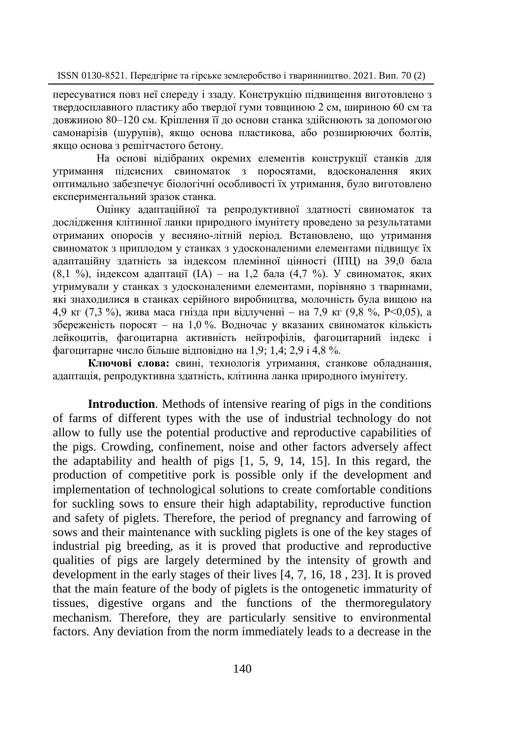пересуватися повз неї спереду і ззаду. Конструкцію підвищення виготовлено з твердосплавного пластику або твердої гуми товщиною 2 см, шириною 60 см та довжиною 80–120 см. Кріплення її до основи станка здійснюють за допомогою самонарізів (шурупів), якщо основа пластикова, або розширюючих болтів, якщо основа з решітчастого бетону.

На основі відібраних окремих елементів конструкції станків для утримання підсисних свиноматок з поросятами, вдосконалення яких оптимально забезпечує біологічні особливості їх утримання, було виготовлено експериментальний зразок станка.

Оцінку адаптаційної та репродуктивної здатності свиноматок та дослідження клітинної ланки природного імунітету проведено за результатами отриманих опоросів у весняно-літній період. Встановлено, що утримання свиноматок з приплодом у станках з удосконаленими елементами підвищує їх адаптаційну здатність за індексом племінної цінності (ІПЦ) на 39,0 бала (8,1 %), індексом адаптації (ІА) – на 1,2 бала (4,7 %). У свиноматок, яких утримували у станках з удосконаленими елементами, порівняно з тваринами, які знаходилися в станках серійного виробництва, молочність була вищою на 4,9 кг (7,3 %), жива маса гнізда при відлученні – на 7,9 кг (9,8 %, P<0,05), а збереженість поросят – на 1,0 %. Водночас у вказаних свиноматок кількість лейкоцитів, фагоцитарна активність нейтрофілів, фагоцитарний індекс і фагоцитарне число більше відповідно на 1,9; 1,4; 2,9 і 4,8 %.

**Ключові слова:** свині, технологія утримання, станкове обладнання, адаптація, репродуктивна здатність, клітинна ланка природного імунітету.

**Introduction**. Methods of intensive rearing of pigs in the conditions of farms of different types with the use of industrial technology do not allow to fully use the potential productive and reproductive capabilities of the pigs. Crowding, confinement, noise and other factors adversely affect the adaptability and health of pigs [1, 5, 9, 14, 15]. In this regard, the production of competitive pork is possible only if the development and implementation of technological solutions to create comfortable conditions for suckling sows to ensure their high adaptability, reproductive function and safety of piglets. Therefore, the period of pregnancy and farrowing of sows and their maintenance with suckling piglets is one of the key stages of industrial pig breeding, as it is proved that productive and reproductive qualities of pigs are largely determined by the intensity of growth and development in the early stages of their lives [4, 7, 16, 18 , 23]. It is proved that the main feature of the body of piglets is the ontogenetic immaturity of tissues, digestive organs and the functions of the thermoregulatory mechanism. Therefore, they are particularly sensitive to environmental factors. Any deviation from the norm immediately leads to a decrease in the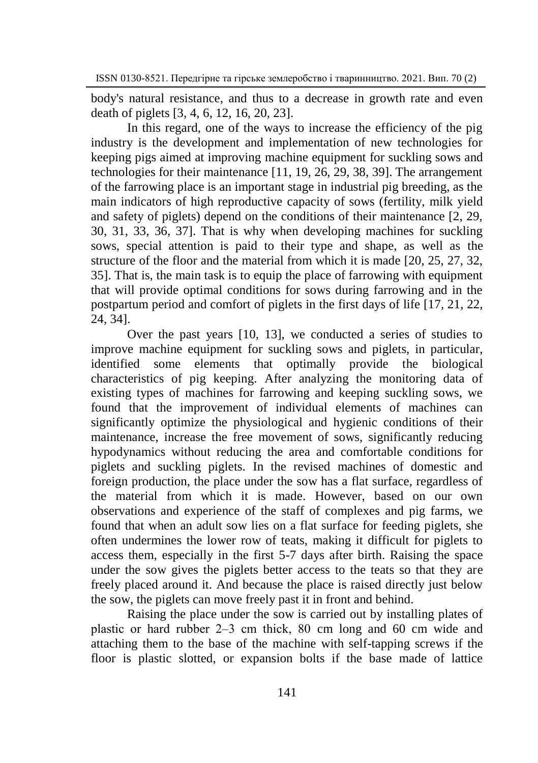body's natural resistance, and thus to a decrease in growth rate and even death of piglets [3, 4, 6, 12, 16, 20, 23].

In this regard, one of the ways to increase the efficiency of the pig industry is the development and implementation of new technologies for keeping pigs aimed at improving machine equipment for suckling sows and technologies for their maintenance [11, 19, 26, 29, 38, 39]. The arrangement of the farrowing place is an important stage in industrial pig breeding, as the main indicators of high reproductive capacity of sows (fertility, milk yield and safety of piglets) depend on the conditions of their maintenance [2, 29, 30, 31, 33, 36, 37]. That is why when developing machines for suckling sows, special attention is paid to their type and shape, as well as the structure of the floor and the material from which it is made [20, 25, 27, 32, 35]. That is, the main task is to equip the place of farrowing with equipment that will provide optimal conditions for sows during farrowing and in the postpartum period and comfort of piglets in the first days of life [17, 21, 22, 24, 34].

Over the past years [10, 13], we conducted a series of studies to improve machine equipment for suckling sows and piglets, in particular, identified some elements that optimally provide the biological characteristics of pig keeping. After analyzing the monitoring data of existing types of machines for farrowing and keeping suckling sows, we found that the improvement of individual elements of machines can significantly optimize the physiological and hygienic conditions of their maintenance, increase the free movement of sows, significantly reducing hypodynamics without reducing the area and comfortable conditions for piglets and suckling piglets. In the revised machines of domestic and foreign production, the place under the sow has a flat surface, regardless of the material from which it is made. However, based on our own observations and experience of the staff of complexes and pig farms, we found that when an adult sow lies on a flat surface for feeding piglets, she often undermines the lower row of teats, making it difficult for piglets to access them, especially in the first 5-7 days after birth. Raising the space under the sow gives the piglets better access to the teats so that they are freely placed around it. And because the place is raised directly just below the sow, the piglets can move freely past it in front and behind.

Raising the place under the sow is carried out by installing plates of plastic or hard rubber 2–3 cm thick, 80 cm long and 60 cm wide and attaching them to the base of the machine with self-tapping screws if the floor is plastic slotted, or expansion bolts if the base made of lattice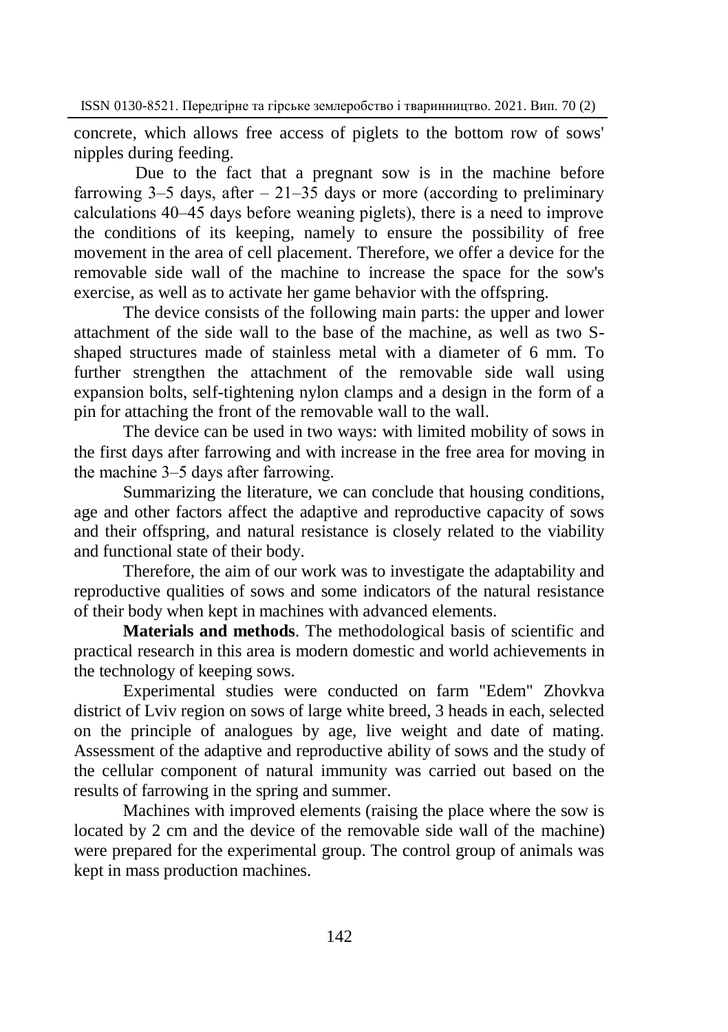concrete, which allows free access of piglets to the bottom row of sows' nipples during feeding.

Due to the fact that a pregnant sow is in the machine before farrowing 3–5 days, after – 21–35 days or more (according to preliminary calculations 40–45 days before weaning piglets), there is a need to improve the conditions of its keeping, namely to ensure the possibility of free movement in the area of cell placement. Therefore, we offer a device for the removable side wall of the machine to increase the space for the sow's exercise, as well as to activate her game behavior with the offspring.

The device consists of the following main parts: the upper and lower attachment of the side wall to the base of the machine, as well as two S-shaped structures made of stainless metal with a diameter of 6 mm. To further strengthen the attachment of the removable side wall using expansion bolts, self-tightening nylon clamps and a design in the form of a pin for attaching the front of the removable wall to the wall.

The device can be used in two ways: with limited mobility of sows in the first days after farrowing and with increase in the free area for moving in the machine 3–5 days after farrowing.

Summarizing the literature, we can conclude that housing conditions, age and other factors affect the adaptive and reproductive capacity of sows and their offspring, and natural resistance is closely related to the viability and functional state of their body.

Therefore, the aim of our work was to investigate the adaptability and reproductive qualities of sows and some indicators of the natural resistance of their body when kept in machines with advanced elements.

**Materials and methods**. The methodological basis of scientific and practical research in this area is modern domestic and world achievements in the technology of keeping sows.

Experimental studies were conducted on farm "Edem" Zhovkva district of Lviv region on sows of large white breed, 3 heads in each, selected on the principle of analogues by age, live weight and date of mating. Assessment of the adaptive and reproductive ability of sows and the study of the cellular component of natural immunity was carried out based on the results of farrowing in the spring and summer.

Machines with improved elements (raising the place where the sow is located by 2 cm and the device of the removable side wall of the machine) were prepared for the experimental group. The control group of animals was kept in mass production machines.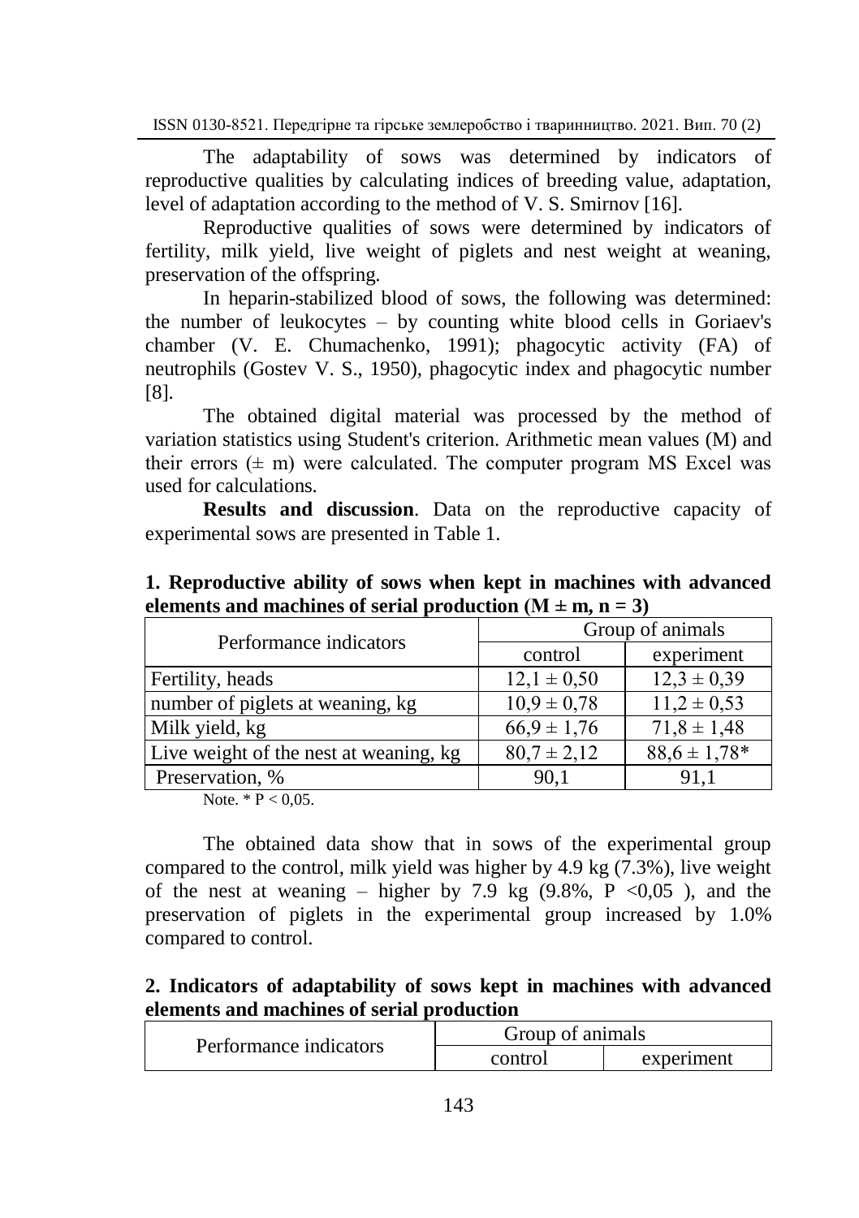The adaptability of sows was determined by indicators of reproductive qualities by calculating indices of breeding value, adaptation, level of adaptation according to the method of V. S. Smirnov [16].

Reproductive qualities of sows were determined by indicators of fertility, milk yield, live weight of piglets and nest weight at weaning, preservation of the offspring.

In heparin-stabilized blood of sows, the following was determined: the number of leukocytes – by counting white blood cells in Goriaev's chamber (V. E. Chumachenko, 1991); phagocytic activity (FA) of neutrophils (Gostev V. S., 1950), phagocytic index and phagocytic number [8].

The obtained digital material was processed by the method of variation statistics using Student's criterion. Arithmetic mean values (M) and their errors (± m) were calculated. The computer program MS Excel was used for calculations.

**Results and discussion**. Data on the reproductive capacity of experimental sows are presented in Table 1.

**1. Reproductive ability of sows when kept in machines with advanced elements and machines of serial production ($M \pm m$, $n = 3$)**

| Performance indicators | Group of animals | |
|---|---|---|
| | control | experiment |
| Fertility, heads | 12,1 ± 0,50 | 12,3 ± 0,39 |
| number of piglets at weaning, kg | 10,9 ± 0,78 | 11,2 ± 0,53 |
| Milk yield, kg | 66,9 ± 1,76 | 71,8 ± 1,48 |
| Live weight of the nest at weaning, kg | 80,7 ± 2,12 | 88,6 ± 1,78* |
| Preservation, % | 90,1 | 91,1 |

Note. * $P < 0,05$.

The obtained data show that in sows of the experimental group compared to the control, milk yield was higher by 4.9 kg (7.3%), live weight of the nest at weaning – higher by 7.9 kg (9.8%, $P < 0,05$ ), and the preservation of piglets in the experimental group increased by 1.0% compared to control.

**2. Indicators of adaptability of sows kept in machines with advanced elements and machines of serial production**

| Performance indicators | Group of animals | |
|---|---|---|
| | control | experiment |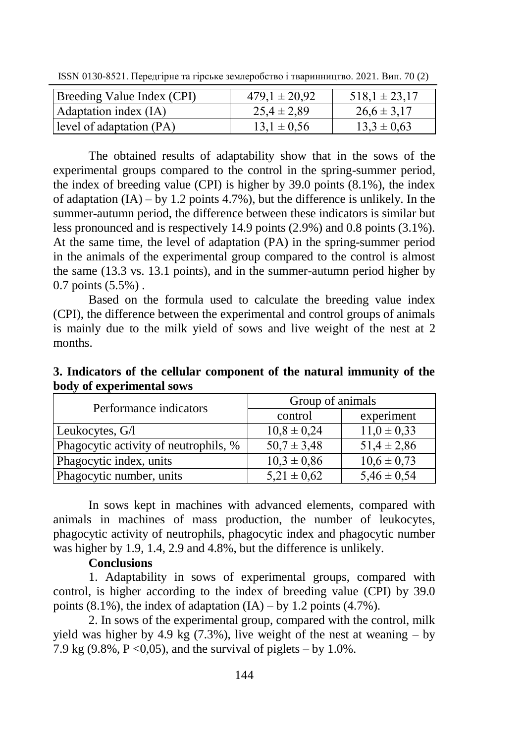| Breeding Value Index (CPI) | 479,1 ± 20,92 | 518,1 ± 23,17 |
|---|---|---|
| Adaptation index (IA) | 25,4 ± 2,89 | 26,6 ± 3,17 |
| level of adaptation (PA) | 13,1 ± 0,56 | 13,3 ± 0,63 |

The obtained results of adaptability show that in the sows of the experimental groups compared to the control in the spring-summer period, the index of breeding value (CPI) is higher by 39.0 points (8.1%), the index of adaptation (IA) – by 1.2 points 4.7%), but the difference is unlikely. In the summer-autumn period, the difference between these indicators is similar but less pronounced and is respectively 14.9 points (2.9%) and 0.8 points (3.1%). At the same time, the level of adaptation (PA) in the spring-summer period in the animals of the experimental group compared to the control is almost the same (13.3 vs. 13.1 points), and in the summer-autumn period higher by 0.7 points (5.5%) .

Based on the formula used to calculate the breeding value index (CPI), the difference between the experimental and control groups of animals is mainly due to the milk yield of sows and live weight of the nest at 2 months.

**3. Indicators of the cellular component of the natural immunity of the body of experimental sows**

| Performance indicators | Group of animals | |
|---|---|---|
| | control | experiment |
| Leukocytes, G/l | 10,8 ± 0,24 | 11,0 ± 0,33 |
| Phagocytic activity of neutrophils, % | 50,7 ± 3,48 | 51,4 ± 2,86 |
| Phagocytic index, units | 10,3 ± 0,86 | 10,6 ± 0,73 |
| Phagocytic number, units | 5,21 ± 0,62 | 5,46 ± 0,54 |

In sows kept in machines with advanced elements, compared with animals in machines of mass production, the number of leukocytes, phagocytic activity of neutrophils, phagocytic index and phagocytic number was higher by 1.9, 1.4, 2.9 and 4.8%, but the difference is unlikely.

**Conclusions**

1. Adaptability in sows of experimental groups, compared with control, is higher according to the index of breeding value (CPI) by 39.0 points (8.1%), the index of adaptation (IA) – by 1.2 points (4.7%).

2. In sows of the experimental group, compared with the control, milk yield was higher by 4.9 kg (7.3%), live weight of the nest at weaning – by 7.9 kg (9.8%, $P < 0{,}05$), and the survival of piglets – by 1.0%.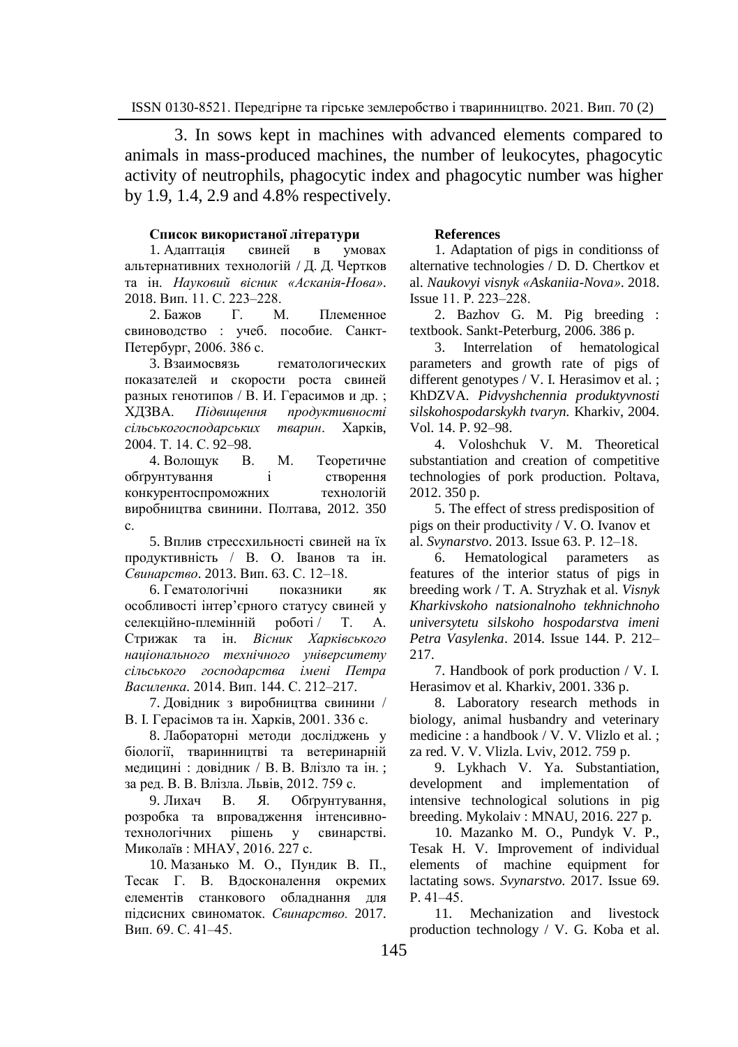3. In sows kept in machines with advanced elements compared to animals in mass-produced machines, the number of leukocytes, phagocytic activity of neutrophils, phagocytic index and phagocytic number was higher by 1.9, 1.4, 2.9 and 4.8% respectively.

**Список використаної літератури**

1. Адаптація свиней в умовах альтернативних технологій / Д. Д. Чертков та ін. *Науковий вісник «Асканія-Нова»*. 2018. Вип. 11. С. 223–228.

2. Бажов Г. М. Племенное свиноводство : учеб. пособие. Санкт-Петербург, 2006. 386 с.

3. Взаимосвязь гематологических показателей и скорости роста свиней разных генотипов / В. И. Герасимов и др. ; ХДЗВА. *Підвищення продуктивності сільськогосподарських тварин*. Харків, 2004. Т. 14. С. 92–98.

4. Волощук В. М. Теоретичне обґрунтування і створення конкурентоспроможних технологій виробництва свинини. Полтава, 2012. 350 с.

5. Вплив стрессхильності свиней на їх продуктивність / В. О. Іванов та ін. *Свинарство*. 2013. Вип. 63. С. 12–18.

6. Гематологічні показники як особливості інтер'єрного статусу свиней у селекційно-племінній роботі / Т. А. Стрижак та ін. *Вісник Харківського національного технічного університету сільського господарства імені Петра Василенка*. 2014. Вип. 144. С. 212–217.

7. Довідник з виробництва свинини / В. І. Герасімов та ін. Харків, 2001. 336 с.

8. Лабораторні методи досліджень у біології, тваринництві та ветеринарній медицині : довідник / В. В. Влізло та ін. ; за ред. В. В. Влізла. Львів, 2012. 759 с.

9. Лихач В. Я. Обґрунтування, розробка та впровадження інтенсивно-технологічних рішень у свинарстві. Миколаїв : МНАУ, 2016. 227 с.

10. Мазанько М. О., Пундик В. П., Тесак Г. В. Вдосконалення окремих елементів станкового обладнання для підсисних свиноматок. *Свинарство.* 2017. Вип. 69. С. 41–45.

**References**

1. Adaptation of pigs in conditionss of alternative technologies / D. D. Chertkov et al. *Naukovyi visnyk «Askaniia-Nova»*. 2018. Issue 11. P. 223–228.

2. Bazhov G. M. Pig breeding : textbook. Sankt-Peterburg, 2006. 386 p.

3. Interrelation of hematological parameters and growth rate of pigs of different genotypes / V. I. Herasimov et al. ; KhDZVA. *Pidvyshchennia produktyvnosti silskohospodarskykh tvaryn.* Kharkiv, 2004. Vol. 14. P. 92–98.

4. Voloshchuk V. M. Theoretical substantiation and creation of competitive technologies of pork production. Poltava, 2012. 350 p.

5. The effect of stress predisposition of pigs on their productivity / V. O. Ivanov et al. *Svynarstvo*. 2013. Issue 63. P. 12–18.

6. Hematological parameters as features of the interior status of pigs in breeding work / T. A. Stryzhak et al. *Visnyk Kharkivskoho natsionalnoho tekhnichnoho universytetu silskoho hospodarstva imeni Petra Vasylenka*. 2014. Issue 144. P. 212–217.

7. Handbook of pork production / V. I. Herasimov et al. Kharkiv, 2001. 336 p.

8. Laboratory research methods in biology, animal husbandry and veterinary medicine : a handbook / V. V. Vlizlo et al. ; za red. V. V. Vlizla. Lviv, 2012. 759 p.

9. Lykhach V. Ya. Substantiation, development and implementation of intensive technological solutions in pig breeding. Mykolaiv : MNAU, 2016. 227 p.

10. Mazanko M. O., Pundyk V. P., Tesak H. V. Improvement of individual elements of machine equipment for lactating sows. *Svynarstvo.* 2017. Issue 69. P. 41–45.

11. Mechanization and livestock production technology / V. G. Koba et al.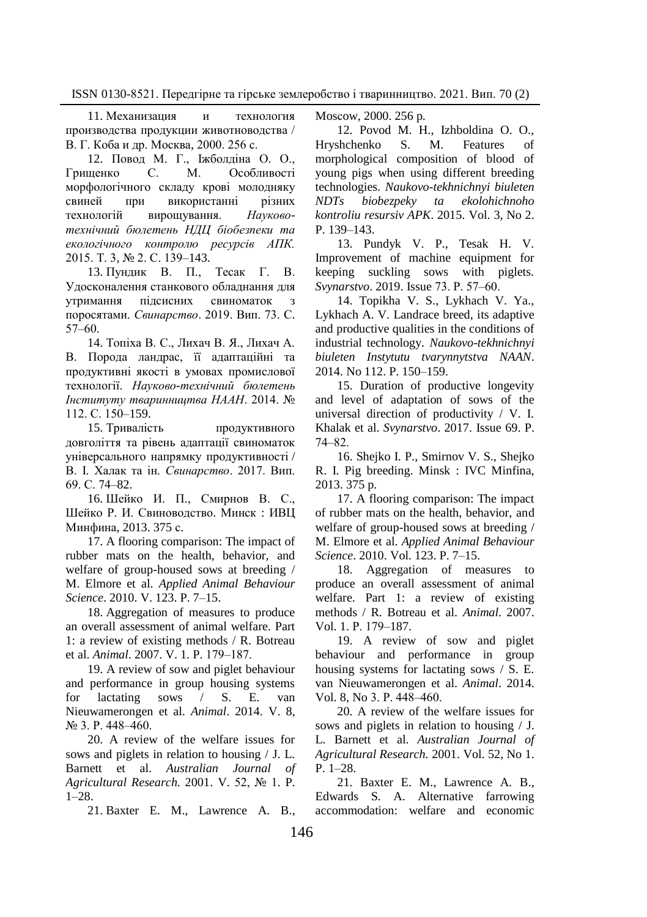11. Механизация и технология производства продукции животноводства / В. Г. Коба и др. Москва, 2000. 256 с.

12. Повод М. Г., Іжболдіна О. О., Грищенко С. М. Особливості морфологічного складу крові молодняку свиней при використанні різних технологій вирощування. *Науково-технічний бюлетень НДЦ біобезпеки та екологічного контролю ресурсів АПК.* 2015. Т. 3, № 2. С. 139–143.

13. Пундик В. П., Тесак Г. В. Удосконалення станкового обладнання для утримання підсисних свиноматок з поросятами. *Свинарство*. 2019. Вип. 73. С. 57–60.

14. Топіха В. С., Лихач В. Я., Лихач А. В. Порода ландрас, її адаптаційні та продуктивні якості в умовах промислової технології. *Науково-технічний бюлетень Інституту тваринництва НААН*. 2014. № 112. С. 150–159.

15. Тривалість продуктивного довголіття та рівень адаптації свиноматок універсального напрямку продуктивності / В. І. Халак та ін. *Свинарство*. 2017. Вип. 69. С. 74–82.

16. Шейко И. П., Смирнов В. С., Шейко Р. И. Свиноводство. Минск : ИВЦ Минфина, 2013. 375 с.

17. A flooring comparison: The impact of rubber mats on the health, behavior, and welfare of group-housed sows at breeding / M. Elmore et al. *Applied Animal Behaviour Science*. 2010. V. 123. P. 7–15.

18. Aggregation of measures to produce an overall assessment of animal welfare. Part 1: a review of existing methods / R. Botreau et al. *Animal*. 2007. V. 1. P. 179–187.

19. A review of sow and piglet behaviour and performance in group housing systems for lactating sows / S. E. van Nieuwamerongen et al. *Animal*. 2014. V. 8, № 3. P. 448–460.

20. A review of the welfare issues for sows and piglets in relation to housing / J. L. Barnett et al. *Australian Journal of Agricultural Research.* 2001. V. 52, № 1. P. 1–28.

21. Baxter E. M., Lawrence A. B.,

Moscow, 2000. 256 p.

12. Povod M. H., Izhboldina O. O., Hryshchenko S. M. Features of morphological composition of blood of young pigs when using different breeding technologies. *Naukovo-tekhnichnyi biuleten NDTs biobezpeky ta ekolohichnoho kontroliu resursiv APK*. 2015. Vol. 3, No 2. P. 139–143.

13. Pundyk V. P., Tesak H. V. Improvement of machine equipment for keeping suckling sows with piglets. *Svynarstvo*. 2019. Issue 73. P. 57–60.

14. Topikha V. S., Lykhach V. Ya., Lykhach A. V. Landrace breed, its adaptive and productive qualities in the conditions of industrial technology. *Naukovo-tekhnichnyi biuleten Instytutu tvarynnytstva NAAN*. 2014. No 112. P. 150–159.

15. Duration of productive longevity and level of adaptation of sows of the universal direction of productivity / V. I. Khalak et al. *Svynarstvo*. 2017. Issue 69. P. 74–82.

16. Shejko I. P., Smirnov V. S., Shejko R. I. Pig breeding. Minsk : IVC Minfina, 2013. 375 p.

17. A flooring comparison: The impact of rubber mats on the health, behavior, and welfare of group-housed sows at breeding / M. Elmore et al. *Applied Animal Behaviour Science*. 2010. Vol. 123. P. 7–15.

18. Aggregation of measures to produce an overall assessment of animal welfare. Part 1: a review of existing methods / R. Botreau et al. *Animal*. 2007. Vol. 1. P. 179–187.

19. A review of sow and piglet behaviour and performance in group housing systems for lactating sows / S. E. van Nieuwamerongen et al. *Animal*. 2014. Vol. 8, No 3. P. 448–460.

20. A review of the welfare issues for sows and piglets in relation to housing / J. L. Barnett et al. *Australian Journal of Agricultural Research.* 2001. Vol. 52, No 1. P. 1–28.

21. Baxter E. M., Lawrence A. B., Edwards S. A. Alternative farrowing accommodation: welfare and economic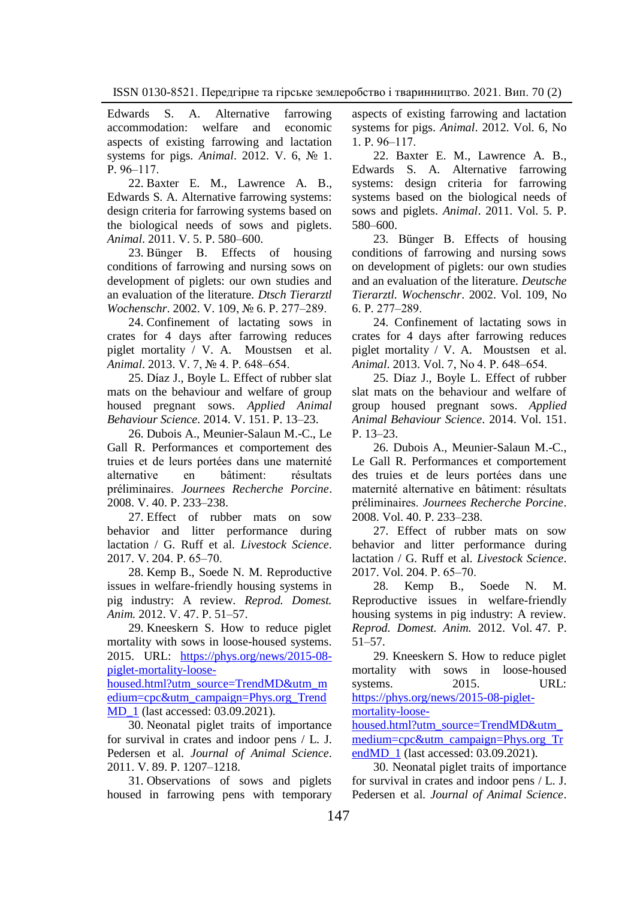Edwards S. A. Alternative farrowing accommodation: welfare and economic aspects of existing farrowing and lactation systems for pigs. *Animal*. 2012. V. 6, № 1. P. 96–117.

22. Baxter E. M., Lawrence A. B., Edwards S. A. Alternative farrowing systems: design criteria for farrowing systems based on the biological needs of sows and piglets. *Animal*. 2011. V. 5. P. 580–600.

23. Bünger B. Effects of housing conditions of farrowing and nursing sows on development of piglets: our own studies and an evaluation of the literature. *Dtsch Tierarztl Wochenschr*. 2002. V. 109, № 6. P. 277–289.

24. Confinement of lactating sows in crates for 4 days after farrowing reduces piglet mortality / V. A. Moustsen et al. *Animal*. 2013. V. 7, № 4. P. 648–654.

25. Díaz J., Boyle L. Effect of rubber slat mats on the behaviour and welfare of group housed pregnant sows. *Applied Animal Behaviour Science*. 2014. V. 151. P. 13–23.

26. Dubois A., Meunier-Salaun M.-C., Le Gall R. Performances et comportement des truies et de leurs portées dans une maternité alternative en bâtiment: résultats préliminaires. *Journees Recherche Porcine*. 2008. V. 40. P. 233–238.

27. Effect of rubber mats on sow behavior and litter performance during lactation / G. Ruff et al. *Livestock Science*. 2017. V. 204. P. 65–70.

28. Kemp B., Soede N. M. Reproductive issues in welfare-friendly housing systems in pig industry: A review. *Reprod. Domest. Anim.* 2012. V. 47. P. 51–57.

29. Kneeskern S. How to reduce piglet mortality with sows in loose-housed systems. 2015. URL: https://phys.org/news/2015-08-piglet-mortality-loose-housed.html?utm_source=TrendMD&utm_medium=cpc&utm_campaign=Phys.org_TrendMD_1 (last accessed: 03.09.2021).

30. Neonatal piglet traits of importance for survival in crates and indoor pens / L. J. Pedersen et al. *Journal of Animal Science*. 2011. V. 89. P. 1207–1218.

31. Observations of sows and piglets housed in farrowing pens with temporary

aspects of existing farrowing and lactation systems for pigs. *Animal*. 2012. Vol. 6, No 1. P. 96–117.

22. Baxter E. M., Lawrence A. B., Edwards S. A. Alternative farrowing systems: design criteria for farrowing systems based on the biological needs of sows and piglets. *Animal*. 2011. Vol. 5. P. 580–600.

23. Bünger B. Effects of housing conditions of farrowing and nursing sows on development of piglets: our own studies and an evaluation of the literature. *Deutsche Tierarztl. Wochenschr*. 2002. Vol. 109, No 6. P. 277–289.

24. Confinement of lactating sows in crates for 4 days after farrowing reduces piglet mortality / V. A. Moustsen et al. *Animal*. 2013. Vol 7, No 4. P. 648–654.

25. Díaz J., Boyle L. Effect of rubber slat mats on the behaviour and welfare of group housed pregnant sows. *Applied Animal Behaviour Science*. 2014. Vol. 151. P. 13–23.

26. Dubois A., Meunier-Salaun M.-C., Le Gall R. Performances et comportement des truies et de leurs portées dans une maternité alternative en bâtiment: résultats préliminaires. *Journees Recherche Porcine*. 2008. Vol. 40. P. 233–238.

27. Effect of rubber mats on sow behavior and litter performance during lactation / G. Ruff et al. *Livestock Science*. 2017. Vol. 204. P. 65–70.

28. Kemp B., Soede N. M. Reproductive issues in welfare-friendly housing systems in pig industry: A review. *Reprod. Domest. Anim.* 2012. Vol. 47. P. 51–57.

29. Kneeskern S. How to reduce piglet mortality with sows in loose-housed systems. 2015. URL: https://phys.org/news/2015-08-piglet-mortality-loose-housed.html?utm_source=TrendMD&utm_medium=cpc&utm_campaign=Phys.org_TrendMD_1 (last accessed: 03.09.2021).

30. Neonatal piglet traits of importance for survival in crates and indoor pens / L. J. Pedersen et al. *Journal of Animal Science*.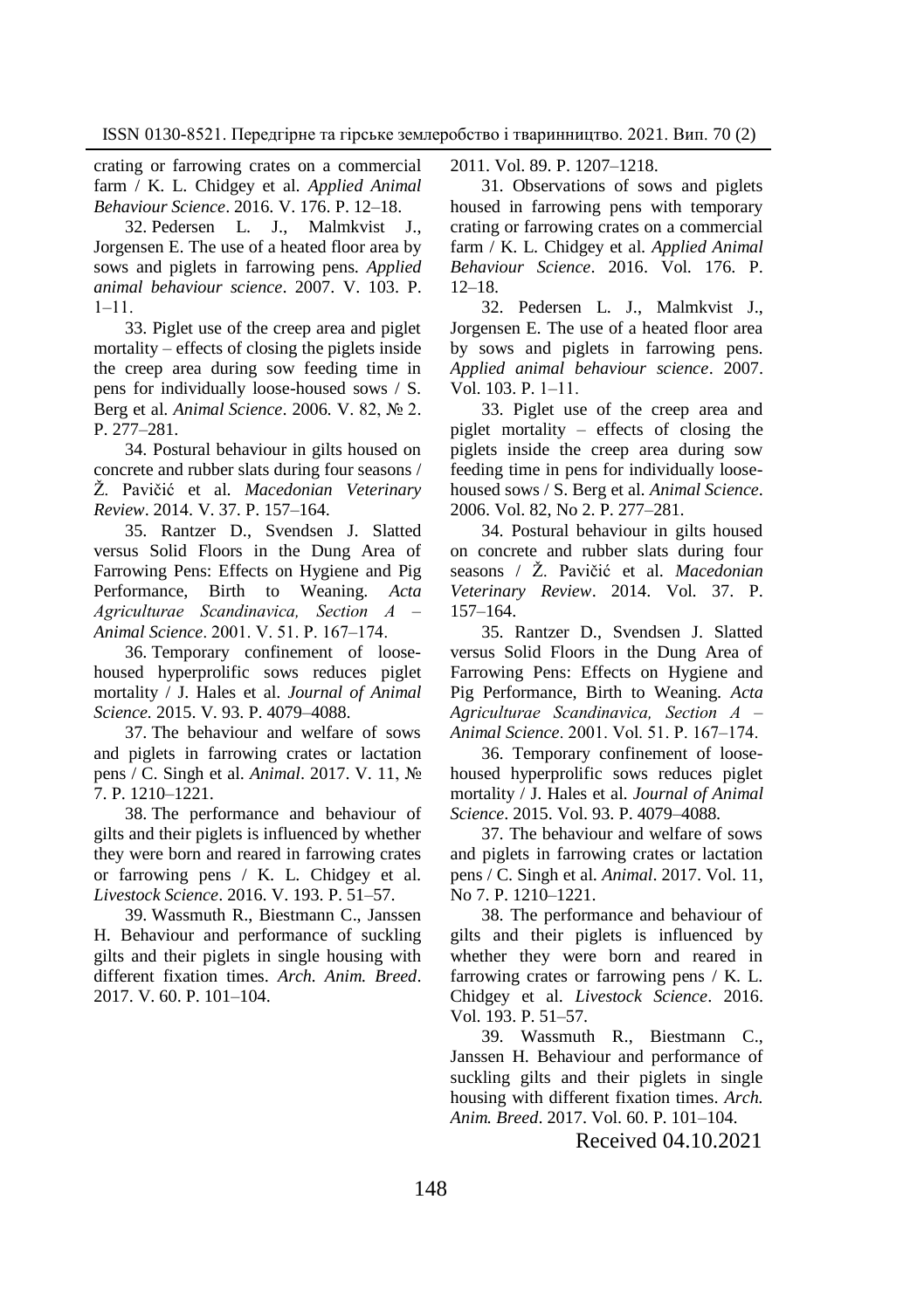crating or farrowing crates on a commercial farm / K. L. Chidgey et al. *Applied Animal Behaviour Science*. 2016. V. 176. P. 12–18.

32. Pedersen L. J., Malmkvist J., Jorgensen E. The use of a heated floor area by sows and piglets in farrowing pens. *Applied animal behaviour science*. 2007. V. 103. P. 1–11.

33. Piglet use of the creep area and piglet mortality – effects of closing the piglets inside the creep area during sow feeding time in pens for individually loose-housed sows / S. Berg et al. *Animal Science*. 2006. V. 82, № 2. P. 277–281.

34. Postural behaviour in gilts housed on concrete and rubber slats during four seasons / Ž. Pavičić et al. *Macedonian Veterinary Review*. 2014. V. 37. P. 157–164.

35. Rantzer D., Svendsen J. Slatted versus Solid Floors in the Dung Area of Farrowing Pens: Effects on Hygiene and Pig Performance, Birth to Weaning. *Acta Agriculturae Scandinavica, Section A – Animal Science*. 2001. V. 51. P. 167–174.

36. Temporary confinement of loose-housed hyperprolific sows reduces piglet mortality / J. Hales et al. *Journal of Animal Science.* 2015. V. 93. P. 4079–4088.

37. The behaviour and welfare of sows and piglets in farrowing crates or lactation pens / C. Singh et al. *Animal*. 2017. V. 11, № 7. P. 1210–1221.

38. The performance and behaviour of gilts and their piglets is influenced by whether they were born and reared in farrowing crates or farrowing pens / K. L. Chidgey et al. *Livestock Science*. 2016. V. 193. P. 51–57.

39. Wassmuth R., Biestmann C., Janssen H. Behaviour and performance of suckling gilts and their piglets in single housing with different fixation times. *Arch. Anim. Breed*. 2017. V. 60. P. 101–104.

2011. Vol. 89. P. 1207–1218.

31. Observations of sows and piglets housed in farrowing pens with temporary crating or farrowing crates on a commercial farm / K. L. Chidgey et al. *Applied Animal Behaviour Science*. 2016. Vol. 176. P. 12–18.

32. Pedersen L. J., Malmkvist J., Jorgensen E. The use of a heated floor area by sows and piglets in farrowing pens. *Applied animal behaviour science*. 2007. Vol. 103. P. 1–11.

33. Piglet use of the creep area and piglet mortality – effects of closing the piglets inside the creep area during sow feeding time in pens for individually loose-housed sows / S. Berg et al. *Animal Science*. 2006. Vol. 82, No 2. P. 277–281.

34. Postural behaviour in gilts housed on concrete and rubber slats during four seasons / Ž. Pavičić et al. *Macedonian Veterinary Review*. 2014. Vol. 37. P. 157–164.

35. Rantzer D., Svendsen J. Slatted versus Solid Floors in the Dung Area of Farrowing Pens: Effects on Hygiene and Pig Performance, Birth to Weaning. *Acta Agriculturae Scandinavica, Section A – Animal Science*. 2001. Vol. 51. P. 167–174.

36. Temporary confinement of loose-housed hyperprolific sows reduces piglet mortality / J. Hales et al. *Journal of Animal Science*. 2015. Vol. 93. P. 4079–4088.

37. The behaviour and welfare of sows and piglets in farrowing crates or lactation pens / C. Singh et al. *Animal*. 2017. Vol. 11, No 7. P. 1210–1221.

38. The performance and behaviour of gilts and their piglets is influenced by whether they were born and reared in farrowing crates or farrowing pens / K. L. Chidgey et al. *Livestock Science*. 2016. Vol. 193. P. 51–57.

39. Wassmuth R., Biestmann C., Janssen H. Behaviour and performance of suckling gilts and their piglets in single housing with different fixation times. *Arch. Anim. Breed*. 2017. Vol. 60. P. 101–104.

Received 04.10.2021